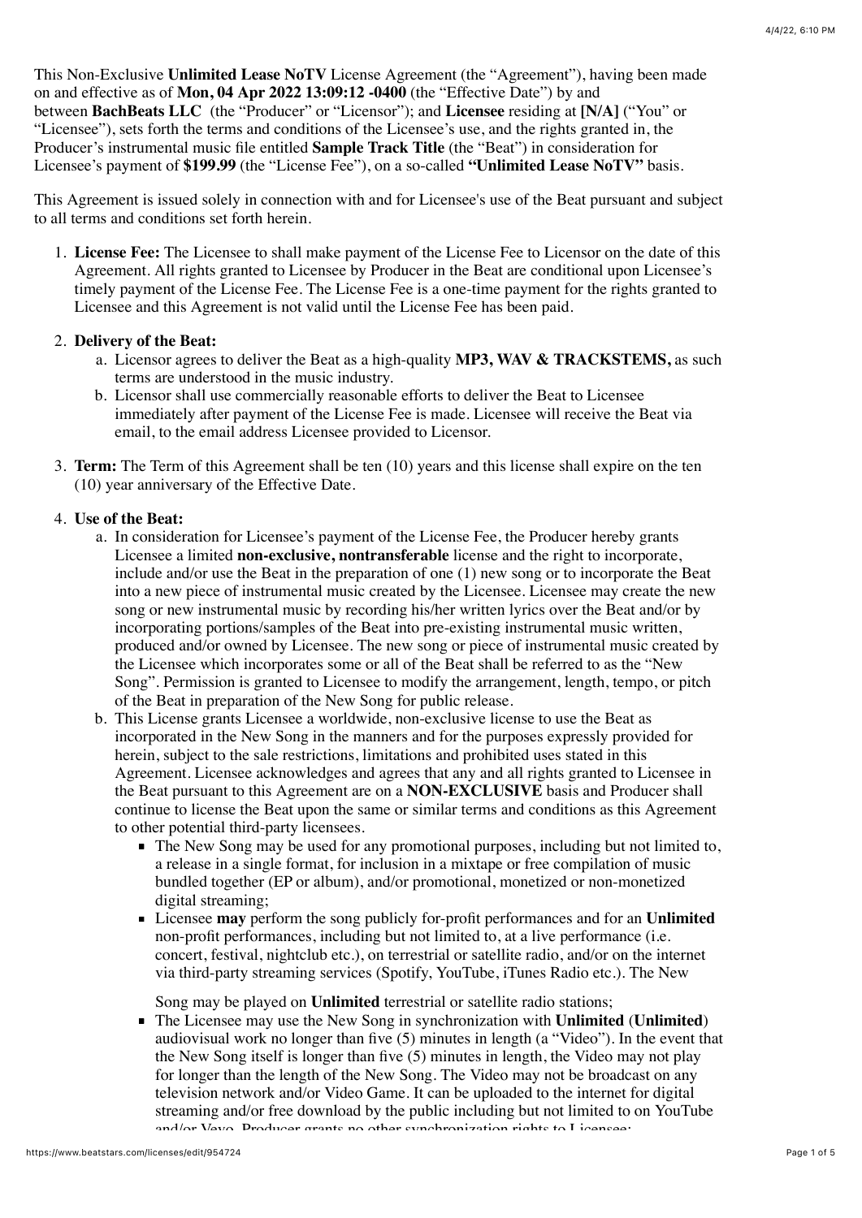This Non-Exclusive **Unlimited Lease NoTV** License Agreement (the "Agreement"), having been made on and effective as of **Mon, 04 Apr 2022 13:09:12 -0400** (the "Effective Date") by and between **BachBeats LLC** (the "Producer" or "Licensor"); and **Licensee** residing at **[N/A]** ("You" or "Licensee"), sets forth the terms and conditions of the Licensee's use, and the rights granted in, the Producer's instrumental music file entitled **Sample Track Title** (the "Beat") in consideration for Licensee's payment of **$199.99** (the "License Fee"), on a so-called **"Unlimited Lease NoTV"** basis.

This Agreement is issued solely in connection with and for Licensee's use of the Beat pursuant and subject to all terms and conditions set forth herein.

1. **License Fee:** The Licensee to shall make payment of the License Fee to Licensor on the date of this Agreement. All rights granted to Licensee by Producer in the Beat are conditional upon Licensee's timely payment of the License Fee. The License Fee is a one-time payment for the rights granted to Licensee and this Agreement is not valid until the License Fee has been paid.

2. **Delivery of the Beat:**
   a. Licensor agrees to deliver the Beat as a high-quality **MP3, WAV & TRACKSTEMS,** as such terms are understood in the music industry.
   b. Licensor shall use commercially reasonable efforts to deliver the Beat to Licensee immediately after payment of the License Fee is made. Licensee will receive the Beat via email, to the email address Licensee provided to Licensor.

3. **Term:** The Term of this Agreement shall be ten (10) years and this license shall expire on the ten (10) year anniversary of the Effective Date.

4. **Use of the Beat:**
   a. In consideration for Licensee's payment of the License Fee, the Producer hereby grants Licensee a limited **non-exclusive, nontransferable** license and the right to incorporate, include and/or use the Beat in the preparation of one (1) new song or to incorporate the Beat into a new piece of instrumental music created by the Licensee. Licensee may create the new song or new instrumental music by recording his/her written lyrics over the Beat and/or by incorporating portions/samples of the Beat into pre-existing instrumental music written, produced and/or owned by Licensee. The new song or piece of instrumental music created by the Licensee which incorporates some or all of the Beat shall be referred to as the "New Song". Permission is granted to Licensee to modify the arrangement, length, tempo, or pitch of the Beat in preparation of the New Song for public release.
   b. This License grants Licensee a worldwide, non-exclusive license to use the Beat as incorporated in the New Song in the manners and for the purposes expressly provided for herein, subject to the sale restrictions, limitations and prohibited uses stated in this Agreement. Licensee acknowledges and agrees that any and all rights granted to Licensee in the Beat pursuant to this Agreement are on a **NON-EXCLUSIVE** basis and Producer shall continue to license the Beat upon the same or similar terms and conditions as this Agreement to other potential third-party licensees.
      - The New Song may be used for any promotional purposes, including but not limited to, a release in a single format, for inclusion in a mixtape or free compilation of music bundled together (EP or album), and/or promotional, monetized or non-monetized digital streaming;
      - Licensee **may** perform the song publicly for-profit performances and for an **Unlimited** non-profit performances, including but not limited to, at a live performance (i.e. concert, festival, nightclub etc.), on terrestrial or satellite radio, and/or on the internet via third-party streaming services (Spotify, YouTube, iTunes Radio etc.). The New Song may be played on **Unlimited** terrestrial or satellite radio stations;
      - The Licensee may use the New Song in synchronization with **Unlimited** (**Unlimited**) audiovisual work no longer than five (5) minutes in length (a "Video"). In the event that the New Song itself is longer than five (5) minutes in length, the Video may not play for longer than the length of the New Song. The Video may not be broadcast on any television network and/or Video Game. It can be uploaded to the internet for digital streaming and/or free download by the public including but not limited to on YouTube and/or Vevo. Producer grants no other synchronization rights to Licensee;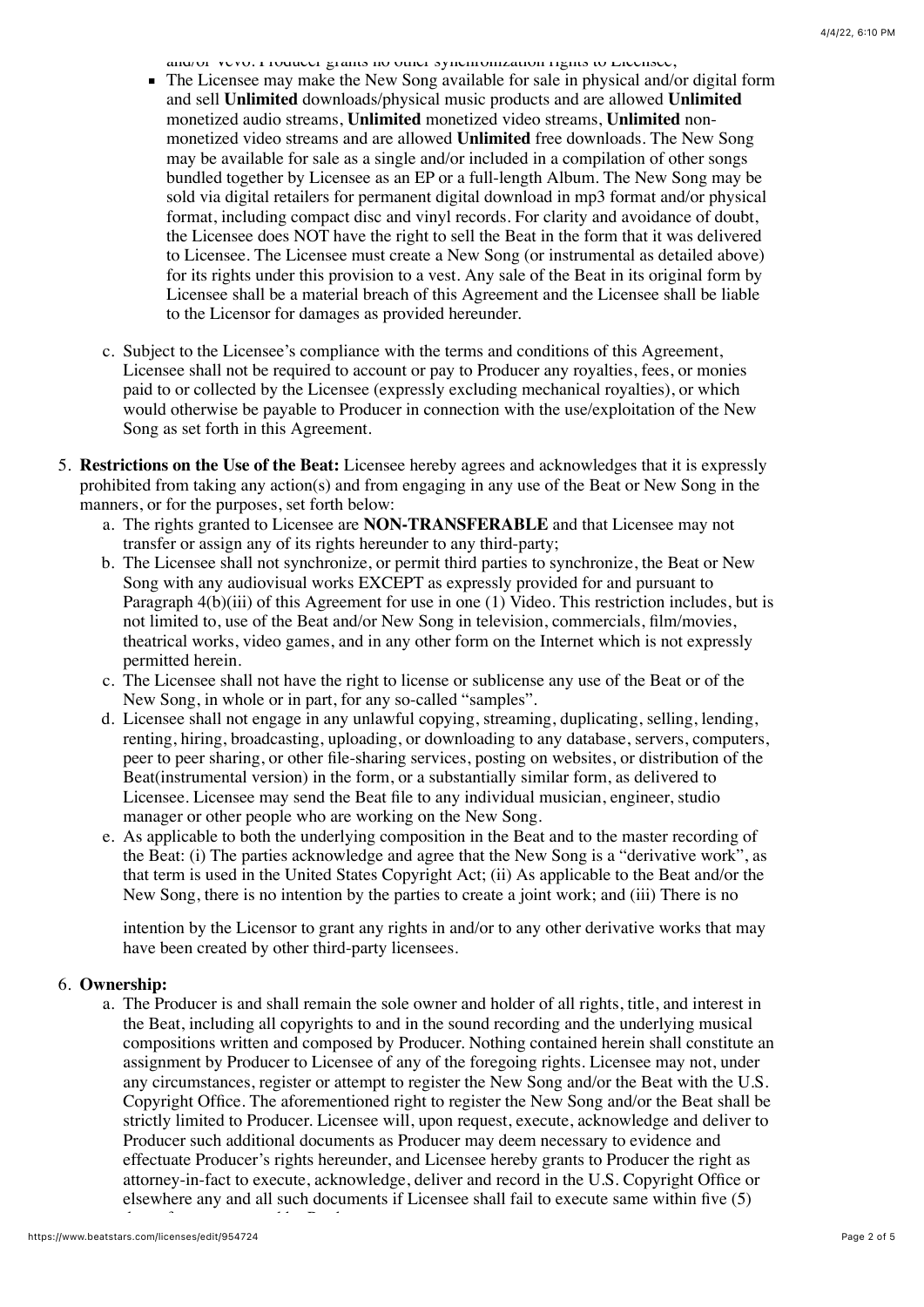and/or Vevo. Producer grants no other synchronization rights to Licensee;

- The Licensee may make the New Song available for sale in physical and/or digital form and sell **Unlimited** downloads/physical music products and are allowed **Unlimited** monetized audio streams, **Unlimited** monetized video streams, **Unlimited** non-monetized video streams and are allowed **Unlimited** free downloads. The New Song may be available for sale as a single and/or included in a compilation of other songs bundled together by Licensee as an EP or a full-length Album. The New Song may be sold via digital retailers for permanent digital download in mp3 format and/or physical format, including compact disc and vinyl records. For clarity and avoidance of doubt, the Licensee does NOT have the right to sell the Beat in the form that it was delivered to Licensee. The Licensee must create a New Song (or instrumental as detailed above) for its rights under this provision to a vest. Any sale of the Beat in its original form by Licensee shall be a material breach of this Agreement and the Licensee shall be liable to the Licensor for damages as provided hereunder.

c. Subject to the Licensee's compliance with the terms and conditions of this Agreement, Licensee shall not be required to account or pay to Producer any royalties, fees, or monies paid to or collected by the Licensee (expressly excluding mechanical royalties), or which would otherwise be payable to Producer in connection with the use/exploitation of the New Song as set forth in this Agreement.

5. **Restrictions on the Use of the Beat:** Licensee hereby agrees and acknowledges that it is expressly prohibited from taking any action(s) and from engaging in any use of the Beat or New Song in the manners, or for the purposes, set forth below:
   a. The rights granted to Licensee are **NON-TRANSFERABLE** and that Licensee may not transfer or assign any of its rights hereunder to any third-party;
   b. The Licensee shall not synchronize, or permit third parties to synchronize, the Beat or New Song with any audiovisual works EXCEPT as expressly provided for and pursuant to Paragraph 4(b)(iii) of this Agreement for use in one (1) Video. This restriction includes, but is not limited to, use of the Beat and/or New Song in television, commercials, film/movies, theatrical works, video games, and in any other form on the Internet which is not expressly permitted herein.
   c. The Licensee shall not have the right to license or sublicense any use of the Beat or of the New Song, in whole or in part, for any so-called "samples".
   d. Licensee shall not engage in any unlawful copying, streaming, duplicating, selling, lending, renting, hiring, broadcasting, uploading, or downloading to any database, servers, computers, peer to peer sharing, or other file-sharing services, posting on websites, or distribution of the Beat(instrumental version) in the form, or a substantially similar form, as delivered to Licensee. Licensee may send the Beat file to any individual musician, engineer, studio manager or other people who are working on the New Song.
   e. As applicable to both the underlying composition in the Beat and to the master recording of the Beat: (i) The parties acknowledge and agree that the New Song is a "derivative work", as that term is used in the United States Copyright Act; (ii) As applicable to the Beat and/or the New Song, there is no intention by the parties to create a joint work; and (iii) There is no

      intention by the Licensor to grant any rights in and/or to any other derivative works that may have been created by other third-party licensees.

6. **Ownership:**
   a. The Producer is and shall remain the sole owner and holder of all rights, title, and interest in the Beat, including all copyrights to and in the sound recording and the underlying musical compositions written and composed by Producer. Nothing contained herein shall constitute an assignment by Producer to Licensee of any of the foregoing rights. Licensee may not, under any circumstances, register or attempt to register the New Song and/or the Beat with the U.S. Copyright Office. The aforementioned right to register the New Song and/or the Beat shall be strictly limited to Producer. Licensee will, upon request, execute, acknowledge and deliver to Producer such additional documents as Producer may deem necessary to evidence and effectuate Producer's rights hereunder, and Licensee hereby grants to Producer the right as attorney-in-fact to execute, acknowledge, deliver and record in the U.S. Copyright Office or elsewhere any and all such documents if Licensee shall fail to execute same within five (5)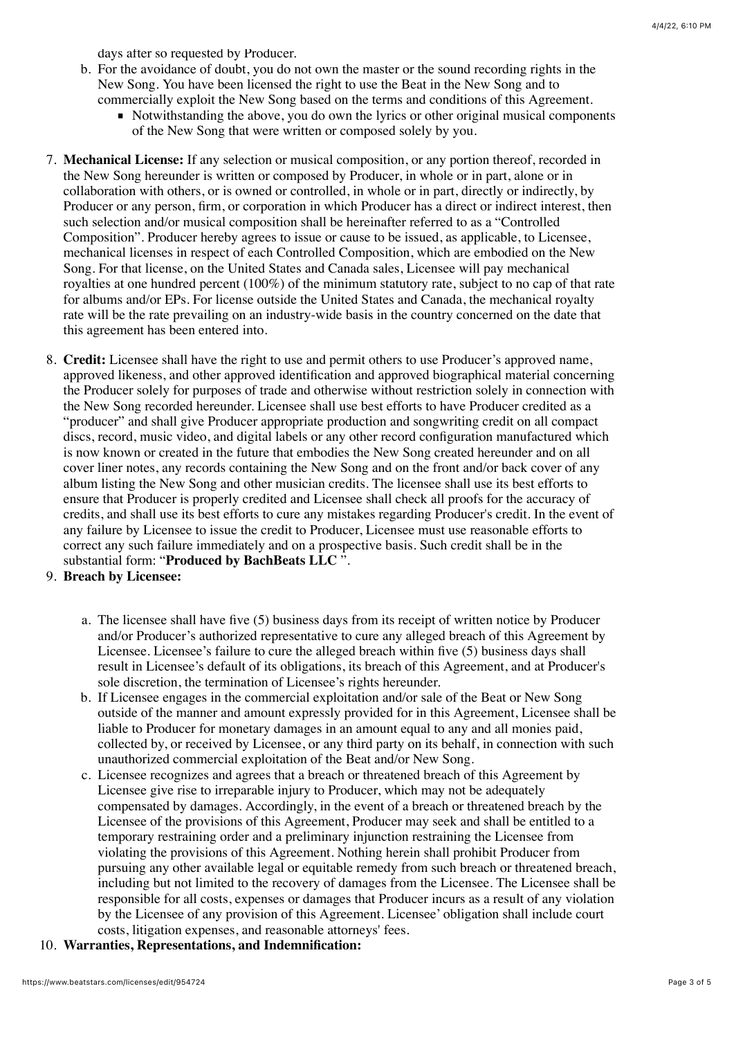days after so requested by Producer.

b. For the avoidance of doubt, you do not own the master or the sound recording rights in the New Song. You have been licensed the right to use the Beat in the New Song and to commercially exploit the New Song based on the terms and conditions of this Agreement.
   - Notwithstanding the above, you do own the lyrics or other original musical components of the New Song that were written or composed solely by you.

7. **Mechanical License:** If any selection or musical composition, or any portion thereof, recorded in the New Song hereunder is written or composed by Producer, in whole or in part, alone or in collaboration with others, or is owned or controlled, in whole or in part, directly or indirectly, by Producer or any person, firm, or corporation in which Producer has a direct or indirect interest, then such selection and/or musical composition shall be hereinafter referred to as a "Controlled Composition". Producer hereby agrees to issue or cause to be issued, as applicable, to Licensee, mechanical licenses in respect of each Controlled Composition, which are embodied on the New Song. For that license, on the United States and Canada sales, Licensee will pay mechanical royalties at one hundred percent (100%) of the minimum statutory rate, subject to no cap of that rate for albums and/or EPs. For license outside the United States and Canada, the mechanical royalty rate will be the rate prevailing on an industry-wide basis in the country concerned on the date that this agreement has been entered into.

8. **Credit:** Licensee shall have the right to use and permit others to use Producer's approved name, approved likeness, and other approved identification and approved biographical material concerning the Producer solely for purposes of trade and otherwise without restriction solely in connection with the New Song recorded hereunder. Licensee shall use best efforts to have Producer credited as a "producer" and shall give Producer appropriate production and songwriting credit on all compact discs, record, music video, and digital labels or any other record configuration manufactured which is now known or created in the future that embodies the New Song created hereunder and on all cover liner notes, any records containing the New Song and on the front and/or back cover of any album listing the New Song and other musician credits. The licensee shall use its best efforts to ensure that Producer is properly credited and Licensee shall check all proofs for the accuracy of credits, and shall use its best efforts to cure any mistakes regarding Producer's credit. In the event of any failure by Licensee to issue the credit to Producer, Licensee must use reasonable efforts to correct any such failure immediately and on a prospective basis. Such credit shall be in the substantial form: "**Produced by BachBeats LLC** ".

9. **Breach by Licensee:**

   a. The licensee shall have five (5) business days from its receipt of written notice by Producer and/or Producer's authorized representative to cure any alleged breach of this Agreement by Licensee. Licensee's failure to cure the alleged breach within five (5) business days shall result in Licensee's default of its obligations, its breach of this Agreement, and at Producer's sole discretion, the termination of Licensee's rights hereunder.

   b. If Licensee engages in the commercial exploitation and/or sale of the Beat or New Song outside of the manner and amount expressly provided for in this Agreement, Licensee shall be liable to Producer for monetary damages in an amount equal to any and all monies paid, collected by, or received by Licensee, or any third party on its behalf, in connection with such unauthorized commercial exploitation of the Beat and/or New Song.

   c. Licensee recognizes and agrees that a breach or threatened breach of this Agreement by Licensee give rise to irreparable injury to Producer, which may not be adequately compensated by damages. Accordingly, in the event of a breach or threatened breach by the Licensee of the provisions of this Agreement, Producer may seek and shall be entitled to a temporary restraining order and a preliminary injunction restraining the Licensee from violating the provisions of this Agreement. Nothing herein shall prohibit Producer from pursuing any other available legal or equitable remedy from such breach or threatened breach, including but not limited to the recovery of damages from the Licensee. The Licensee shall be responsible for all costs, expenses or damages that Producer incurs as a result of any violation by the Licensee of any provision of this Agreement. Licensee' obligation shall include court costs, litigation expenses, and reasonable attorneys' fees.

10. **Warranties, Representations, and Indemnification:**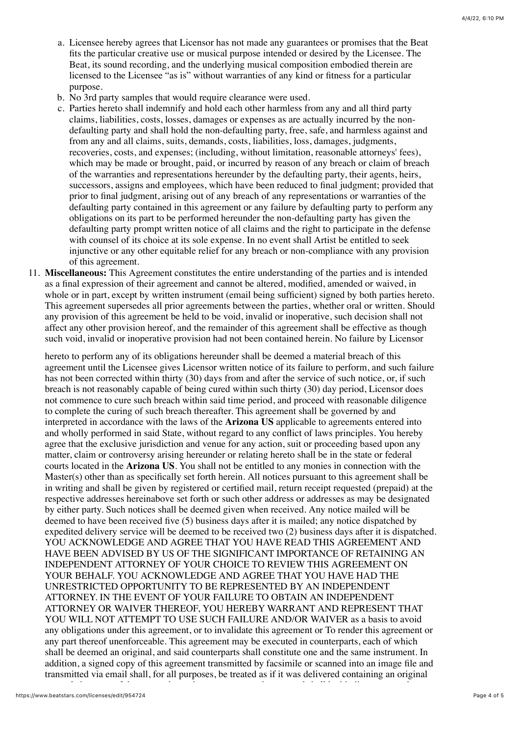a. Licensee hereby agrees that Licensor has not made any guarantees or promises that the Beat fits the particular creative use or musical purpose intended or desired by the Licensee. The Beat, its sound recording, and the underlying musical composition embodied therein are licensed to the Licensee "as is" without warranties of any kind or fitness for a particular purpose.
b. No 3rd party samples that would require clearance were used.
c. Parties hereto shall indemnify and hold each other harmless from any and all third party claims, liabilities, costs, losses, damages or expenses as are actually incurred by the non-defaulting party and shall hold the non-defaulting party, free, safe, and harmless against and from any and all claims, suits, demands, costs, liabilities, loss, damages, judgments, recoveries, costs, and expenses; (including, without limitation, reasonable attorneys' fees), which may be made or brought, paid, or incurred by reason of any breach or claim of breach of the warranties and representations hereunder by the defaulting party, their agents, heirs, successors, assigns and employees, which have been reduced to final judgment; provided that prior to final judgment, arising out of any breach of any representations or warranties of the defaulting party contained in this agreement or any failure by defaulting party to perform any obligations on its part to be performed hereunder the non-defaulting party has given the defaulting party prompt written notice of all claims and the right to participate in the defense with counsel of its choice at its sole expense. In no event shall Artist be entitled to seek injunctive or any other equitable relief for any breach or non-compliance with any provision of this agreement.

11. **Miscellaneous:** This Agreement constitutes the entire understanding of the parties and is intended as a final expression of their agreement and cannot be altered, modified, amended or waived, in whole or in part, except by written instrument (email being sufficient) signed by both parties hereto. This agreement supersedes all prior agreements between the parties, whether oral or written. Should any provision of this agreement be held to be void, invalid or inoperative, such decision shall not affect any other provision hereof, and the remainder of this agreement shall be effective as though such void, invalid or inoperative provision had not been contained herein. No failure by Licensor

hereto to perform any of its obligations hereunder shall be deemed a material breach of this agreement until the Licensee gives Licensor written notice of its failure to perform, and such failure has not been corrected within thirty (30) days from and after the service of such notice, or, if such breach is not reasonably capable of being cured within such thirty (30) day period, Licensor does not commence to cure such breach within said time period, and proceed with reasonable diligence to complete the curing of such breach thereafter. This agreement shall be governed by and interpreted in accordance with the laws of the **Arizona US** applicable to agreements entered into and wholly performed in said State, without regard to any conflict of laws principles. You hereby agree that the exclusive jurisdiction and venue for any action, suit or proceeding based upon any matter, claim or controversy arising hereunder or relating hereto shall be in the state or federal courts located in the **Arizona US**. You shall not be entitled to any monies in connection with the Master(s) other than as specifically set forth herein. All notices pursuant to this agreement shall be in writing and shall be given by registered or certified mail, return receipt requested (prepaid) at the respective addresses hereinabove set forth or such other address or addresses as may be designated by either party. Such notices shall be deemed given when received. Any notice mailed will be deemed to have been received five (5) business days after it is mailed; any notice dispatched by expedited delivery service will be deemed to be received two (2) business days after it is dispatched. YOU ACKNOWLEDGE AND AGREE THAT YOU HAVE READ THIS AGREEMENT AND HAVE BEEN ADVISED BY US OF THE SIGNIFICANT IMPORTANCE OF RETAINING AN INDEPENDENT ATTORNEY OF YOUR CHOICE TO REVIEW THIS AGREEMENT ON YOUR BEHALF. YOU ACKNOWLEDGE AND AGREE THAT YOU HAVE HAD THE UNRESTRICTED OPPORTUNITY TO BE REPRESENTED BY AN INDEPENDENT ATTORNEY. IN THE EVENT OF YOUR FAILURE TO OBTAIN AN INDEPENDENT ATTORNEY OR WAIVER THEREOF, YOU HEREBY WARRANT AND REPRESENT THAT YOU WILL NOT ATTEMPT TO USE SUCH FAILURE AND/OR WAIVER as a basis to avoid any obligations under this agreement, or to invalidate this agreement or To render this agreement or any part thereof unenforceable. This agreement may be executed in counterparts, each of which shall be deemed an original, and said counterparts shall constitute one and the same instrument. In addition, a signed copy of this agreement transmitted by facsimile or scanned into an image file and transmitted via email shall, for all purposes, be treated as if it was delivered containing an original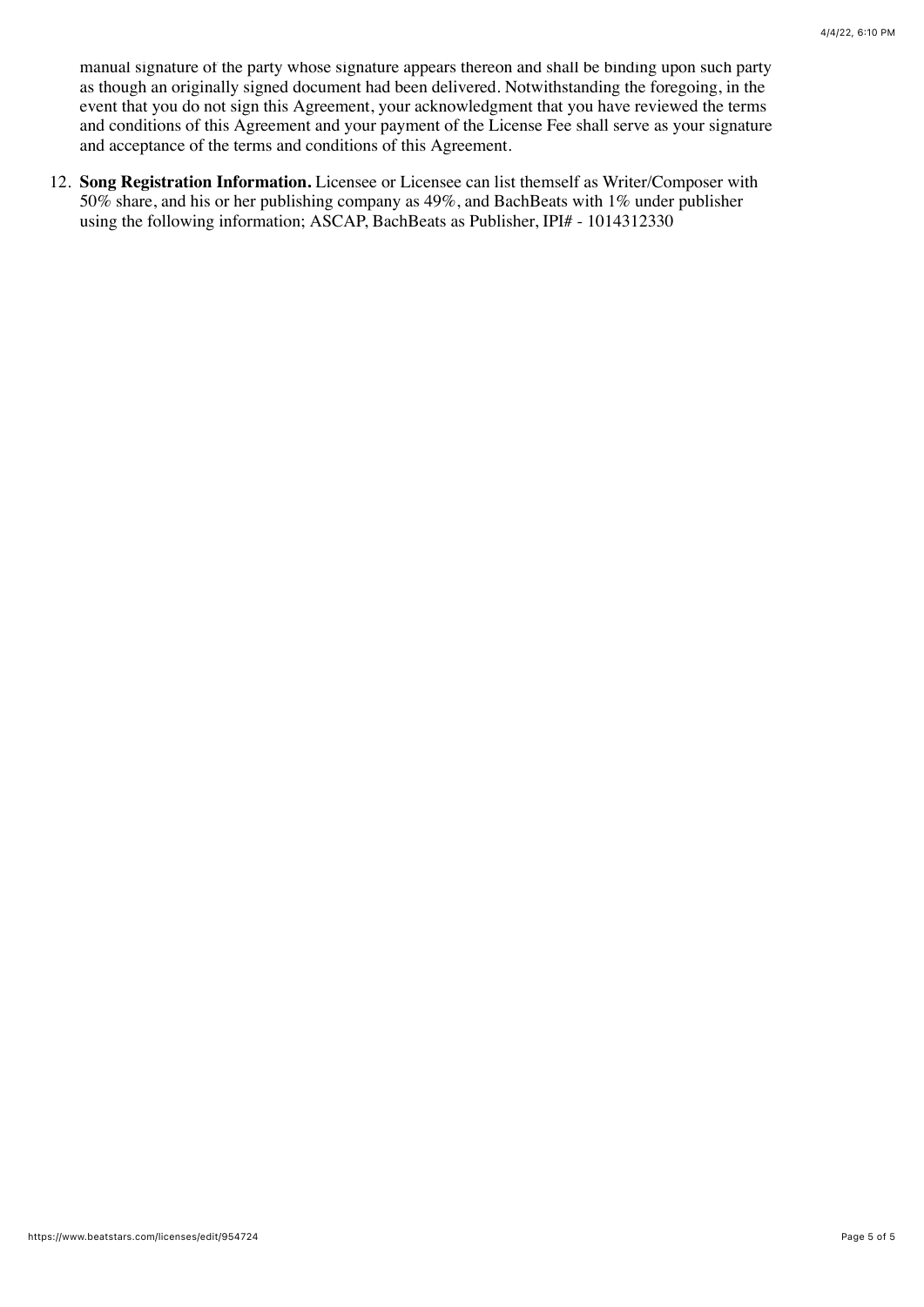manual signature of the party whose signature appears thereon and shall be binding upon such party as though an originally signed document had been delivered. Notwithstanding the foregoing, in the event that you do not sign this Agreement, your acknowledgment that you have reviewed the terms and conditions of this Agreement and your payment of the License Fee shall serve as your signature and acceptance of the terms and conditions of this Agreement.

12. **Song Registration Information.** Licensee or Licensee can list themself as Writer/Composer with 50% share, and his or her publishing company as 49%, and BachBeats with 1% under publisher using the following information; ASCAP, BachBeats as Publisher, IPI# - 1014312330